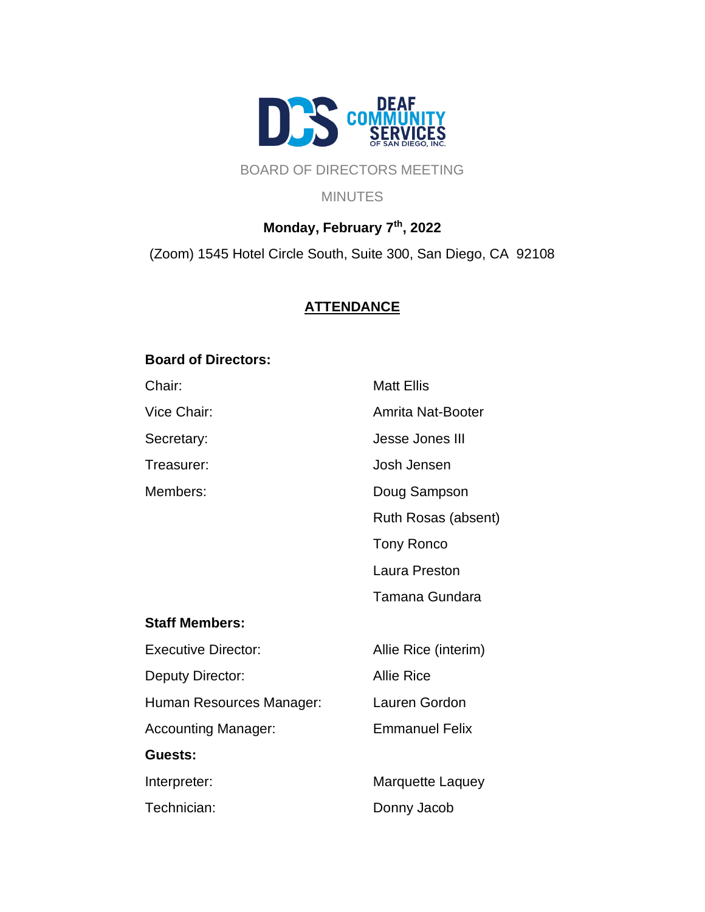DEAF COMMUNITY SERVICES OF SAN DIEGO, INC.

BOARD OF DIRECTORS MEETING

MINUTES

**Monday, February 7th, 2022**

(Zoom) 1545 Hotel Circle South, Suite 300, San Diego, CA 92108

## ATTENDANCE

**Board of Directors:**

| | |
|---|---|
| Chair: | Matt Ellis |
| Vice Chair: | Amrita Nat-Booter |
| Secretary: | Jesse Jones III |
| Treasurer: | Josh Jensen |
| Members: | Doug Sampson |
| | Ruth Rosas (absent) |
| | Tony Ronco |
| | Laura Preston |
| | Tamana Gundara |

**Staff Members:**

| | |
|---|---|
| Executive Director: | Allie Rice (interim) |
| Deputy Director: | Allie Rice |
| Human Resources Manager: | Lauren Gordon |
| Accounting Manager: | Emmanuel Felix |

**Guests:**

| | |
|---|---|
| Interpreter: | Marquette Laquey |
| Technician: | Donny Jacob |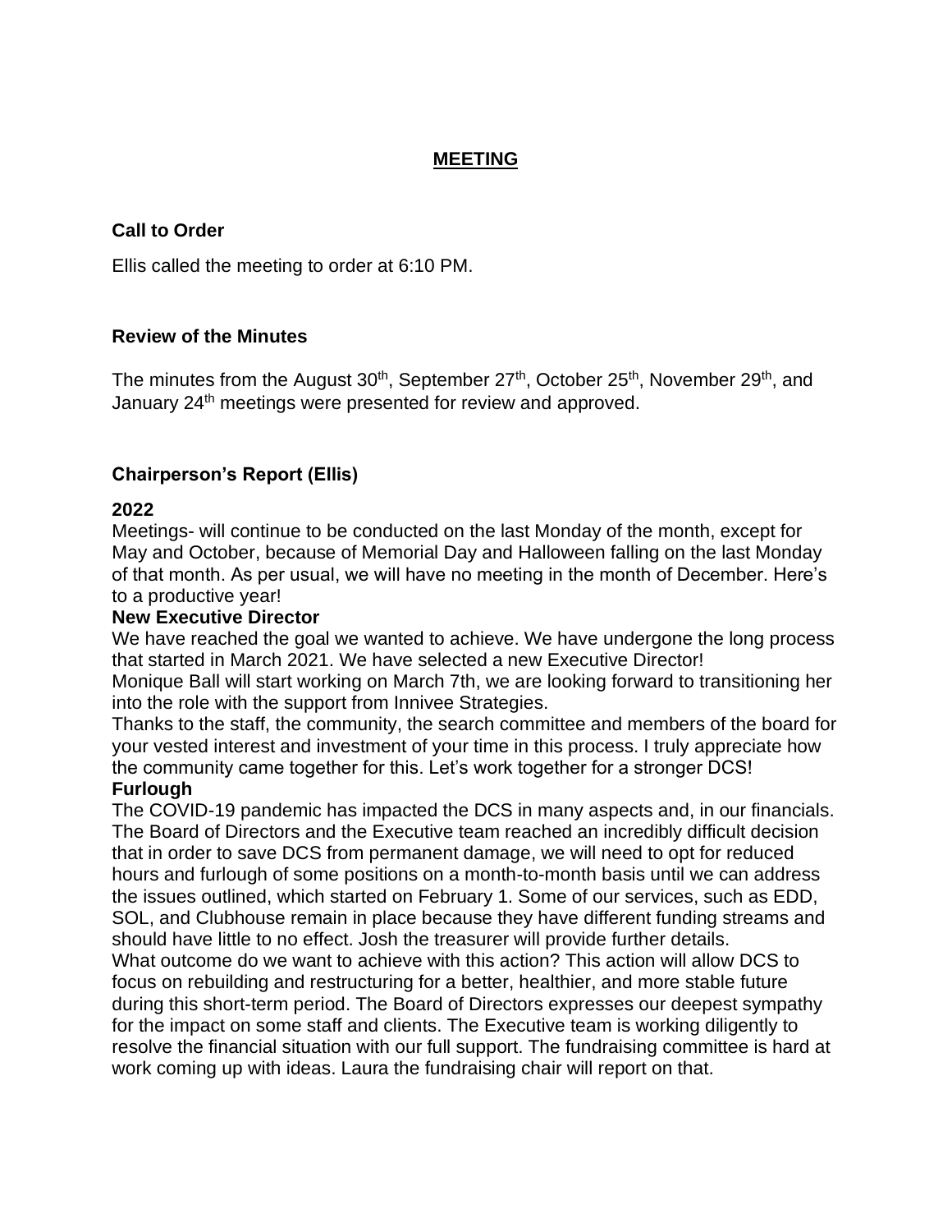# MEETING

### Call to Order

Ellis called the meeting to order at 6:10 PM.

### Review of the Minutes

The minutes from the August 30th, September 27th, October 25th, November 29th, and January 24th meetings were presented for review and approved.

### Chairperson's Report (Ellis)

**2022**

Meetings- will continue to be conducted on the last Monday of the month, except for May and October, because of Memorial Day and Halloween falling on the last Monday of that month. As per usual, we will have no meeting in the month of December. Here's to a productive year!

**New Executive Director**

We have reached the goal we wanted to achieve. We have undergone the long process that started in March 2021. We have selected a new Executive Director!

Monique Ball will start working on March 7th, we are looking forward to transitioning her into the role with the support from Innivee Strategies.

Thanks to the staff, the community, the search committee and members of the board for your vested interest and investment of your time in this process. I truly appreciate how the community came together for this. Let's work together for a stronger DCS!

**Furlough**

The COVID-19 pandemic has impacted the DCS in many aspects and, in our financials. The Board of Directors and the Executive team reached an incredibly difficult decision that in order to save DCS from permanent damage, we will need to opt for reduced hours and furlough of some positions on a month-to-month basis until we can address the issues outlined, which started on February 1. Some of our services, such as EDD, SOL, and Clubhouse remain in place because they have different funding streams and should have little to no effect. Josh the treasurer will provide further details.

What outcome do we want to achieve with this action? This action will allow DCS to focus on rebuilding and restructuring for a better, healthier, and more stable future during this short-term period. The Board of Directors expresses our deepest sympathy for the impact on some staff and clients. The Executive team is working diligently to resolve the financial situation with our full support. The fundraising committee is hard at work coming up with ideas. Laura the fundraising chair will report on that.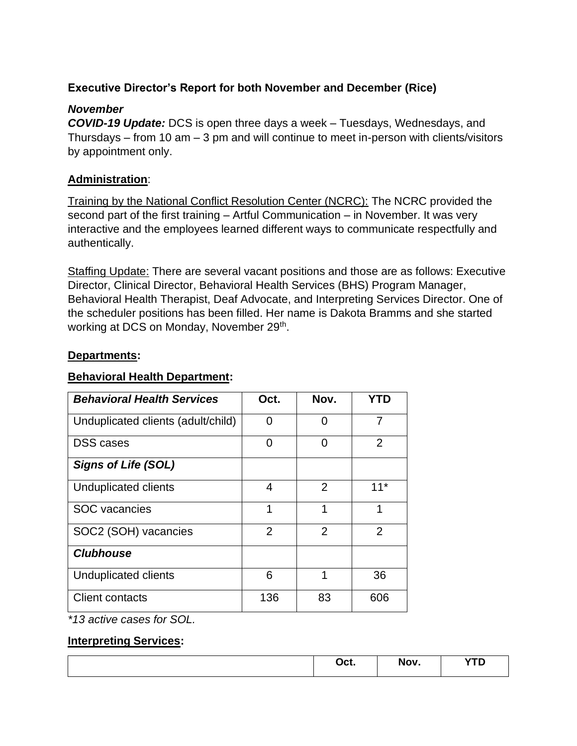**Executive Director's Report for both November and December (Rice)**

***November***

***COVID-19 Update:*** DCS is open three days a week – Tuesdays, Wednesdays, and Thursdays – from 10 am – 3 pm and will continue to meet in-person with clients/visitors by appointment only.

**Administration**:

Training by the National Conflict Resolution Center (NCRC): The NCRC provided the second part of the first training – Artful Communication – in November. It was very interactive and the employees learned different ways to communicate respectfully and authentically.

Staffing Update: There are several vacant positions and those are as follows: Executive Director, Clinical Director, Behavioral Health Services (BHS) Program Manager, Behavioral Health Therapist, Deaf Advocate, and Interpreting Services Director. One of the scheduler positions has been filled. Her name is Dakota Bramms and she started working at DCS on Monday, November 29th.

**Departments:**

**Behavioral Health Department:**

| ***Behavioral Health Services*** | **Oct.** | **Nov.** | **YTD** |
|---|---|---|---|
| Unduplicated clients (adult/child) | 0 | 0 | 7 |
| DSS cases | 0 | 0 | 2 |
| ***Signs of Life (SOL)*** | | | |
| Unduplicated clients | 4 | 2 | 11* |
| SOC vacancies | 1 | 1 | 1 |
| SOC2 (SOH) vacancies | 2 | 2 | 2 |
| ***Clubhouse*** | | | |
| Unduplicated clients | 6 | 1 | 36 |
| Client contacts | 136 | 83 | 606 |

*\*13 active cases for SOL.*

**Interpreting Services:**

| | **Oct.** | **Nov.** | **YTD** |
|---|---|---|---|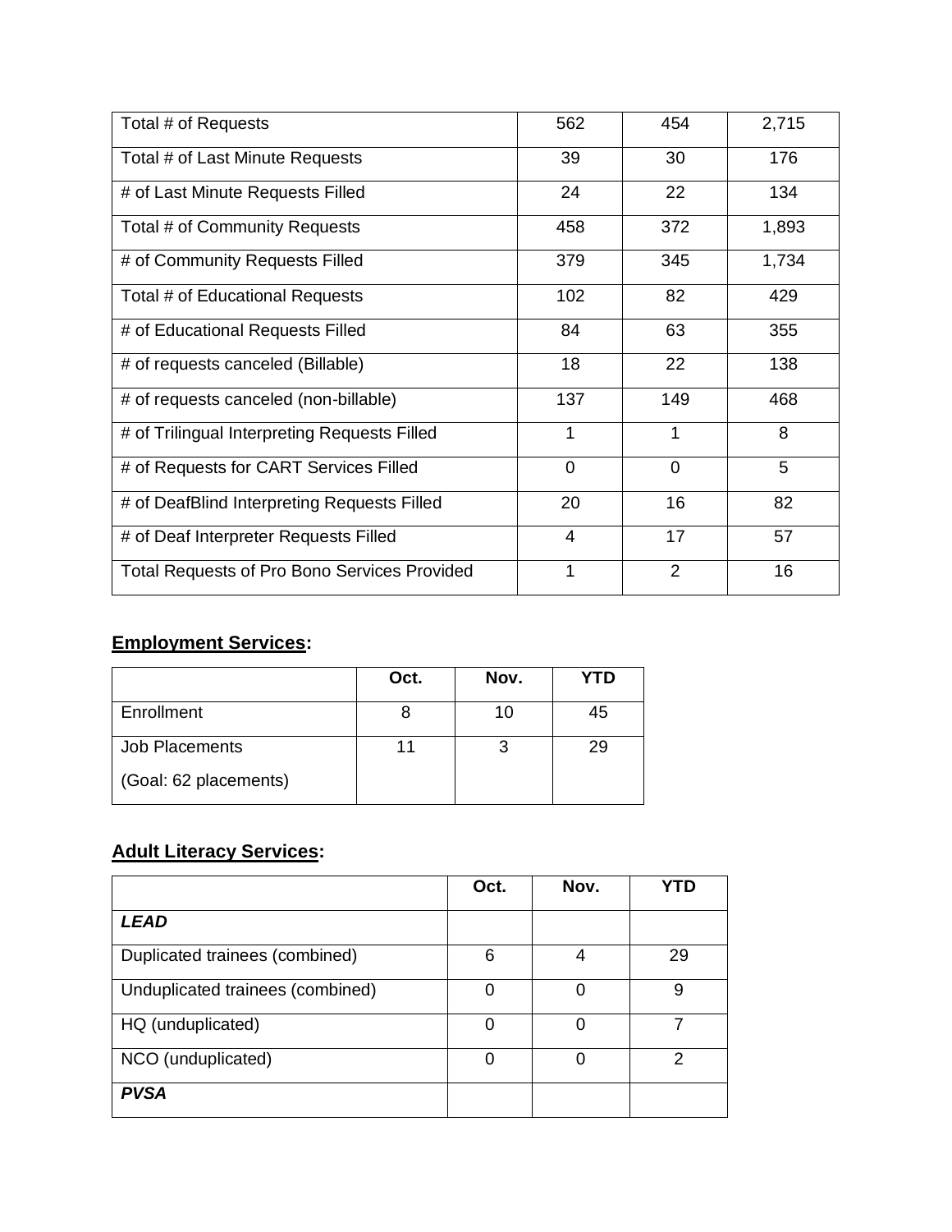| | | | |
|---|---|---|---|
| Total # of Requests | 562 | 454 | 2,715 |
| Total # of Last Minute Requests | 39 | 30 | 176 |
| # of Last Minute Requests Filled | 24 | 22 | 134 |
| Total # of Community Requests | 458 | 372 | 1,893 |
| # of Community Requests Filled | 379 | 345 | 1,734 |
| Total # of Educational Requests | 102 | 82 | 429 |
| # of Educational Requests Filled | 84 | 63 | 355 |
| # of requests canceled (Billable) | 18 | 22 | 138 |
| # of requests canceled (non-billable) | 137 | 149 | 468 |
| # of Trilingual Interpreting Requests Filled | 1 | 1 | 8 |
| # of Requests for CART Services Filled | 0 | 0 | 5 |
| # of DeafBlind Interpreting Requests Filled | 20 | 16 | 82 |
| # of Deaf Interpreter Requests Filled | 4 | 17 | 57 |
| Total Requests of Pro Bono Services Provided | 1 | 2 | 16 |

**Employment Services:**

| | Oct. | Nov. | YTD |
|---|---|---|---|
| Enrollment | 8 | 10 | 45 |
| Job Placements (Goal: 62 placements) | 11 | 3 | 29 |

**Adult Literacy Services:**

| | Oct. | Nov. | YTD |
|---|---|---|---|
| ***LEAD*** | | | |
| Duplicated trainees (combined) | 6 | 4 | 29 |
| Unduplicated trainees (combined) | 0 | 0 | 9 |
| HQ (unduplicated) | 0 | 0 | 7 |
| NCO (unduplicated) | 0 | 0 | 2 |
| ***PVSA*** | | | |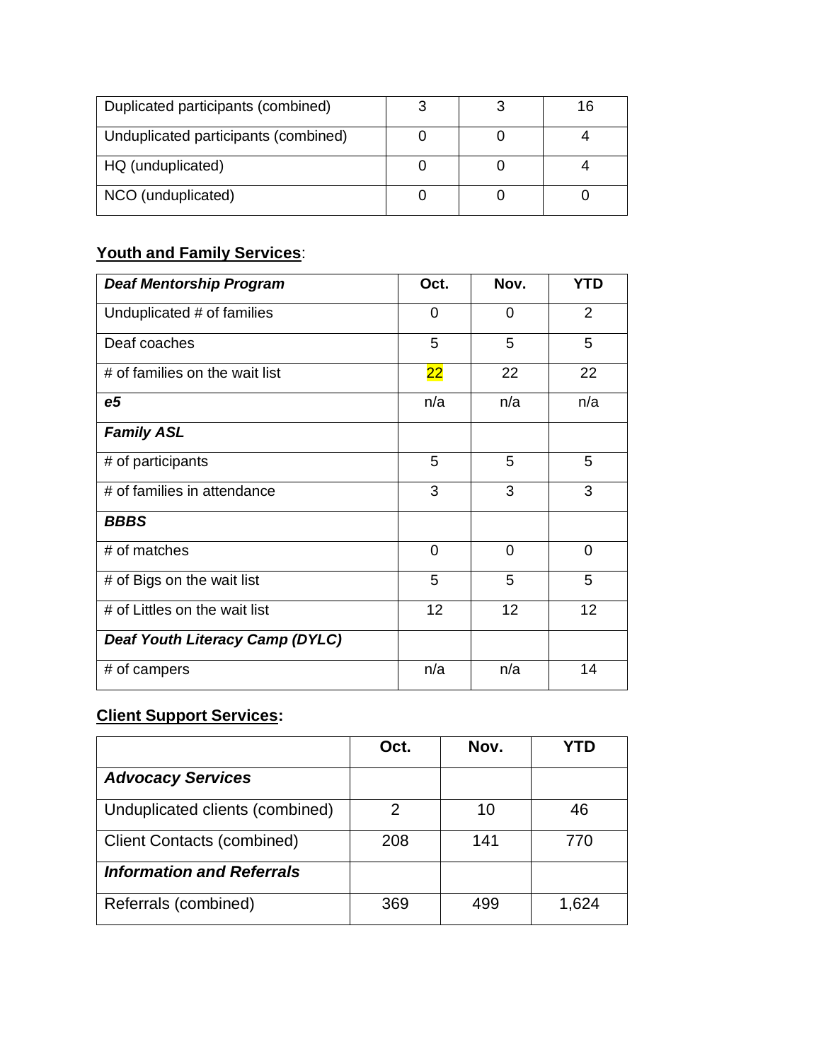| Duplicated participants (combined) | 3 | 3 | 16 |
| --- | --- | --- | --- |
| Unduplicated participants (combined) | 0 | 0 | 4 |
| HQ (unduplicated) | 0 | 0 | 4 |
| NCO (unduplicated) | 0 | 0 | 0 |

**Youth and Family Services**:

| ***Deaf Mentorship Program*** | **Oct.** | **Nov.** | **YTD** |
| --- | --- | --- | --- |
| Unduplicated # of families | 0 | 0 | 2 |
| Deaf coaches | 5 | 5 | 5 |
| # of families on the wait list | 22 | 22 | 22 |
| ***e5*** | n/a | n/a | n/a |
| ***Family ASL*** | | | |
| # of participants | 5 | 5 | 5 |
| # of families in attendance | 3 | 3 | 3 |
| ***BBBS*** | | | |
| # of matches | 0 | 0 | 0 |
| # of Bigs on the wait list | 5 | 5 | 5 |
| # of Littles on the wait list | 12 | 12 | 12 |
| ***Deaf Youth Literacy Camp (DYLC)*** | | | |
| # of campers | n/a | n/a | 14 |

**Client Support Services:**

| | **Oct.** | **Nov.** | **YTD** |
| --- | --- | --- | --- |
| ***Advocacy Services*** | | | |
| Unduplicated clients (combined) | 2 | 10 | 46 |
| Client Contacts (combined) | 208 | 141 | 770 |
| ***Information and Referrals*** | | | |
| Referrals (combined) | 369 | 499 | 1,624 |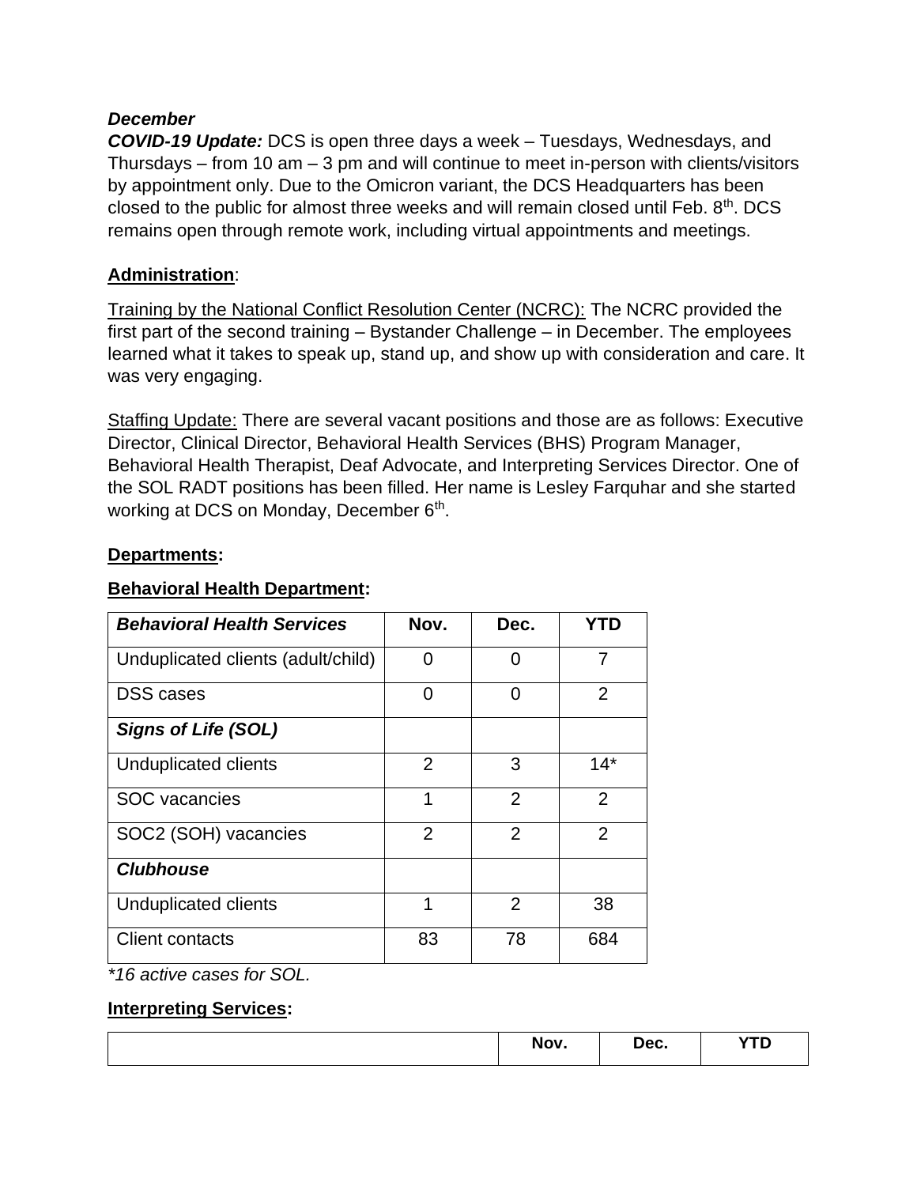***December***

***COVID-19 Update:*** DCS is open three days a week – Tuesdays, Wednesdays, and Thursdays – from 10 am – 3 pm and will continue to meet in-person with clients/visitors by appointment only. Due to the Omicron variant, the DCS Headquarters has been closed to the public for almost three weeks and will remain closed until Feb. 8th. DCS remains open through remote work, including virtual appointments and meetings.

## Administration:

Training by the National Conflict Resolution Center (NCRC): The NCRC provided the first part of the second training – Bystander Challenge – in December. The employees learned what it takes to speak up, stand up, and show up with consideration and care. It was very engaging.

Staffing Update: There are several vacant positions and those are as follows: Executive Director, Clinical Director, Behavioral Health Services (BHS) Program Manager, Behavioral Health Therapist, Deaf Advocate, and Interpreting Services Director. One of the SOL RADT positions has been filled. Her name is Lesley Farquhar and she started working at DCS on Monday, December 6th.

## Departments:

### Behavioral Health Department:

| ***Behavioral Health Services*** | **Nov.** | **Dec.** | **YTD** |
|---|---|---|---|
| Unduplicated clients (adult/child) | 0 | 0 | 7 |
| DSS cases | 0 | 0 | 2 |
| ***Signs of Life (SOL)*** | | | |
| Unduplicated clients | 2 | 3 | 14* |
| SOC vacancies | 1 | 2 | 2 |
| SOC2 (SOH) vacancies | 2 | 2 | 2 |
| ***Clubhouse*** | | | |
| Unduplicated clients | 1 | 2 | 38 |
| Client contacts | 83 | 78 | 684 |

*\*16 active cases for SOL.*

### Interpreting Services:

| | **Nov.** | **Dec.** | **YTD** |
|---|---|---|---|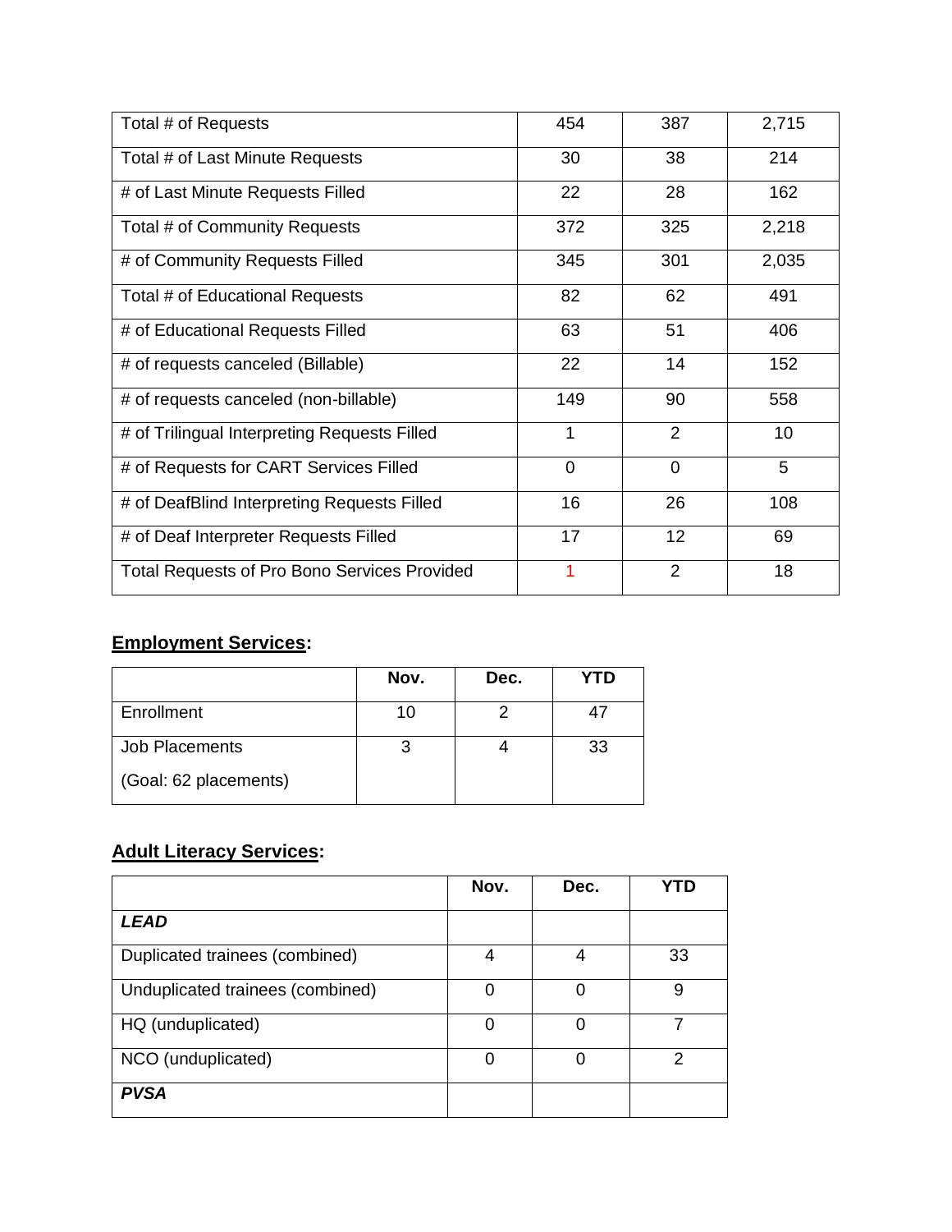| | | | |
|---|---|---|---|
| Total # of Requests | 454 | 387 | 2,715 |
| Total # of Last Minute Requests | 30 | 38 | 214 |
| # of Last Minute Requests Filled | 22 | 28 | 162 |
| Total # of Community Requests | 372 | 325 | 2,218 |
| # of Community Requests Filled | 345 | 301 | 2,035 |
| Total # of Educational Requests | 82 | 62 | 491 |
| # of Educational Requests Filled | 63 | 51 | 406 |
| # of requests canceled (Billable) | 22 | 14 | 152 |
| # of requests canceled (non-billable) | 149 | 90 | 558 |
| # of Trilingual Interpreting Requests Filled | 1 | 2 | 10 |
| # of Requests for CART Services Filled | 0 | 0 | 5 |
| # of DeafBlind Interpreting Requests Filled | 16 | 26 | 108 |
| # of Deaf Interpreter Requests Filled | 17 | 12 | 69 |
| Total Requests of Pro Bono Services Provided | 1 | 2 | 18 |

**Employment Services:**

| | Nov. | Dec. | YTD |
|---|---|---|---|
| Enrollment | 10 | 2 | 47 |
| Job Placements<br>(Goal: 62 placements) | 3 | 4 | 33 |

**Adult Literacy Services:**

| | Nov. | Dec. | YTD |
|---|---|---|---|
| ***LEAD*** | | | |
| Duplicated trainees (combined) | 4 | 4 | 33 |
| Unduplicated trainees (combined) | 0 | 0 | 9 |
| HQ (unduplicated) | 0 | 0 | 7 |
| NCO (unduplicated) | 0 | 0 | 2 |
| ***PVSA*** | | | |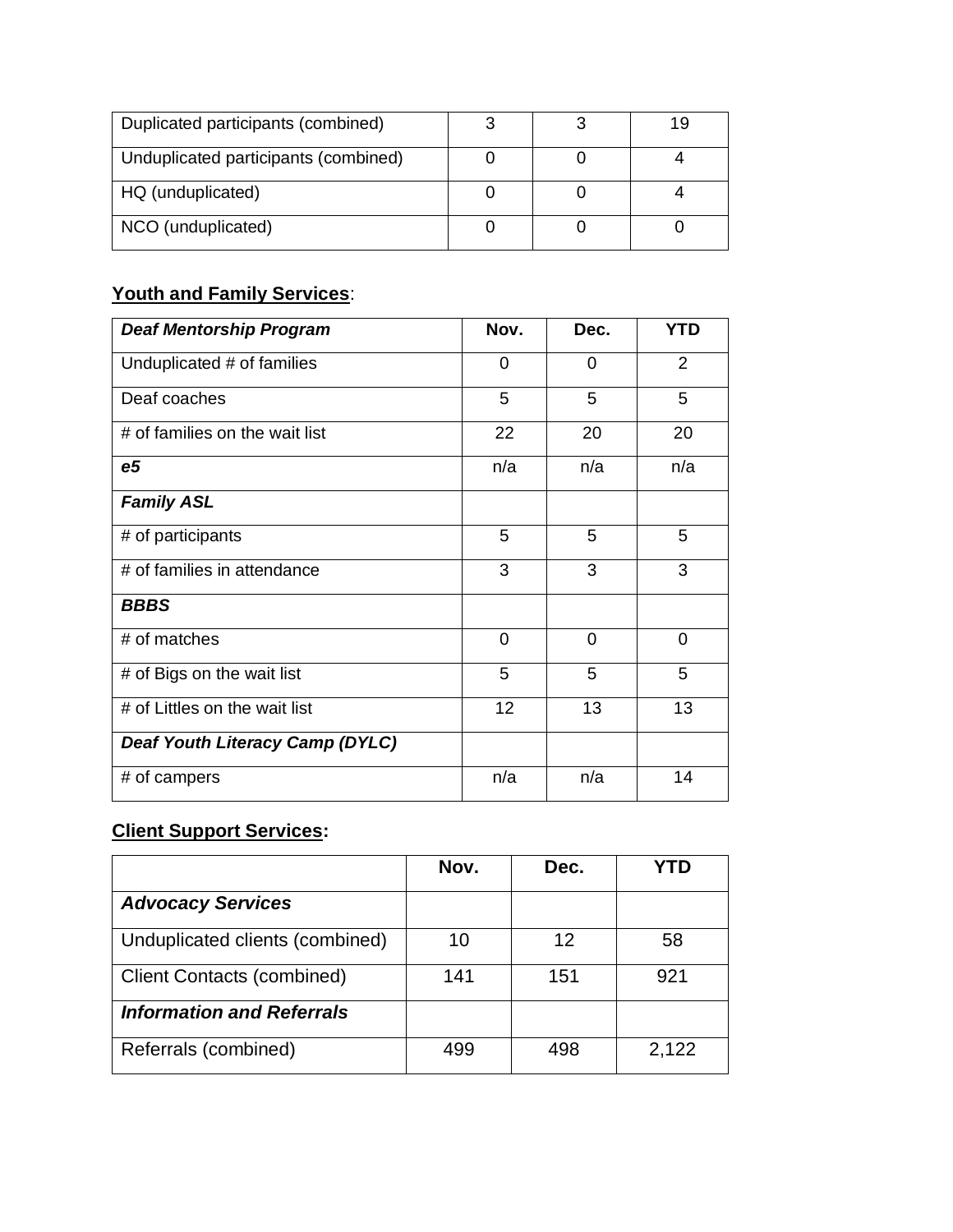| Duplicated participants (combined) | 3 | 3 | 19 |
|---|---|---|---|
| Unduplicated participants (combined) | 0 | 0 | 4 |
| HQ (unduplicated) | 0 | 0 | 4 |
| NCO (unduplicated) | 0 | 0 | 0 |

**Youth and Family Services**:

| ***Deaf Mentorship Program*** | **Nov.** | **Dec.** | **YTD** |
|---|---|---|---|
| Unduplicated # of families | 0 | 0 | 2 |
| Deaf coaches | 5 | 5 | 5 |
| # of families on the wait list | 22 | 20 | 20 |
| ***e5*** | n/a | n/a | n/a |
| ***Family ASL*** | | | |
| # of participants | 5 | 5 | 5 |
| # of families in attendance | 3 | 3 | 3 |
| ***BBBS*** | | | |
| # of matches | 0 | 0 | 0 |
| # of Bigs on the wait list | 5 | 5 | 5 |
| # of Littles on the wait list | 12 | 13 | 13 |
| ***Deaf Youth Literacy Camp (DYLC)*** | | | |
| # of campers | n/a | n/a | 14 |

**Client Support Services:**

| | **Nov.** | **Dec.** | **YTD** |
|---|---|---|---|
| ***Advocacy Services*** | | | |
| Unduplicated clients (combined) | 10 | 12 | 58 |
| Client Contacts (combined) | 141 | 151 | 921 |
| ***Information and Referrals*** | | | |
| Referrals (combined) | 499 | 498 | 2,122 |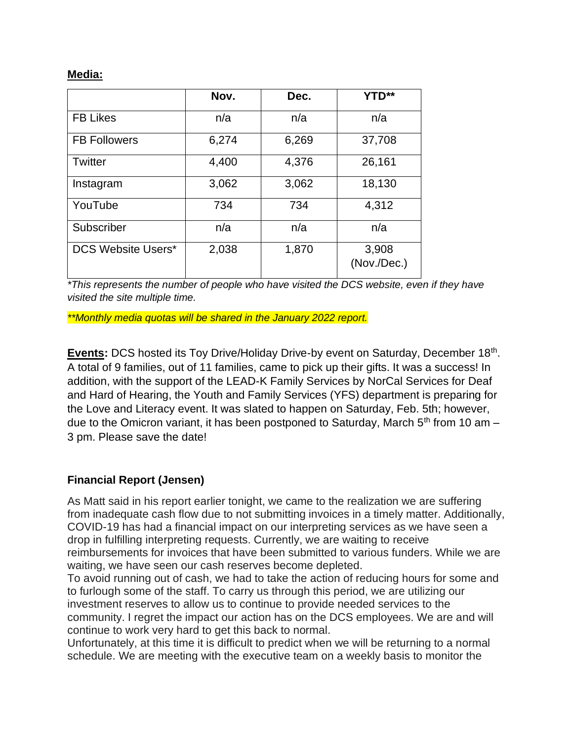**Media:**

| | Nov. | Dec. | YTD** |
|---|---|---|---|
| FB Likes | n/a | n/a | n/a |
| FB Followers | 6,274 | 6,269 | 37,708 |
| Twitter | 4,400 | 4,376 | 26,161 |
| Instagram | 3,062 | 3,062 | 18,130 |
| YouTube | 734 | 734 | 4,312 |
| Subscriber | n/a | n/a | n/a |
| DCS Website Users* | 2,038 | 1,870 | 3,908 (Nov./Dec.) |

*This represents the number of people who have visited the DCS website, even if they have visited the site multiple time.*

*\*\*Monthly media quotas will be shared in the January 2022 report.*

**Events:** DCS hosted its Toy Drive/Holiday Drive-by event on Saturday, December 18th. A total of 9 families, out of 11 families, came to pick up their gifts. It was a success! In addition, with the support of the LEAD-K Family Services by NorCal Services for Deaf and Hard of Hearing, the Youth and Family Services (YFS) department is preparing for the Love and Literacy event. It was slated to happen on Saturday, Feb. 5th; however, due to the Omicron variant, it has been postponed to Saturday, March 5th from 10 am – 3 pm. Please save the date!

### Financial Report (Jensen)

As Matt said in his report earlier tonight, we came to the realization we are suffering from inadequate cash flow due to not submitting invoices in a timely matter. Additionally, COVID-19 has had a financial impact on our interpreting services as we have seen a drop in fulfilling interpreting requests. Currently, we are waiting to receive reimbursements for invoices that have been submitted to various funders. While we are waiting, we have seen our cash reserves become depleted.

To avoid running out of cash, we had to take the action of reducing hours for some and to furlough some of the staff. To carry us through this period, we are utilizing our investment reserves to allow us to continue to provide needed services to the community. I regret the impact our action has on the DCS employees. We are and will continue to work very hard to get this back to normal.

Unfortunately, at this time it is difficult to predict when we will be returning to a normal schedule. We are meeting with the executive team on a weekly basis to monitor the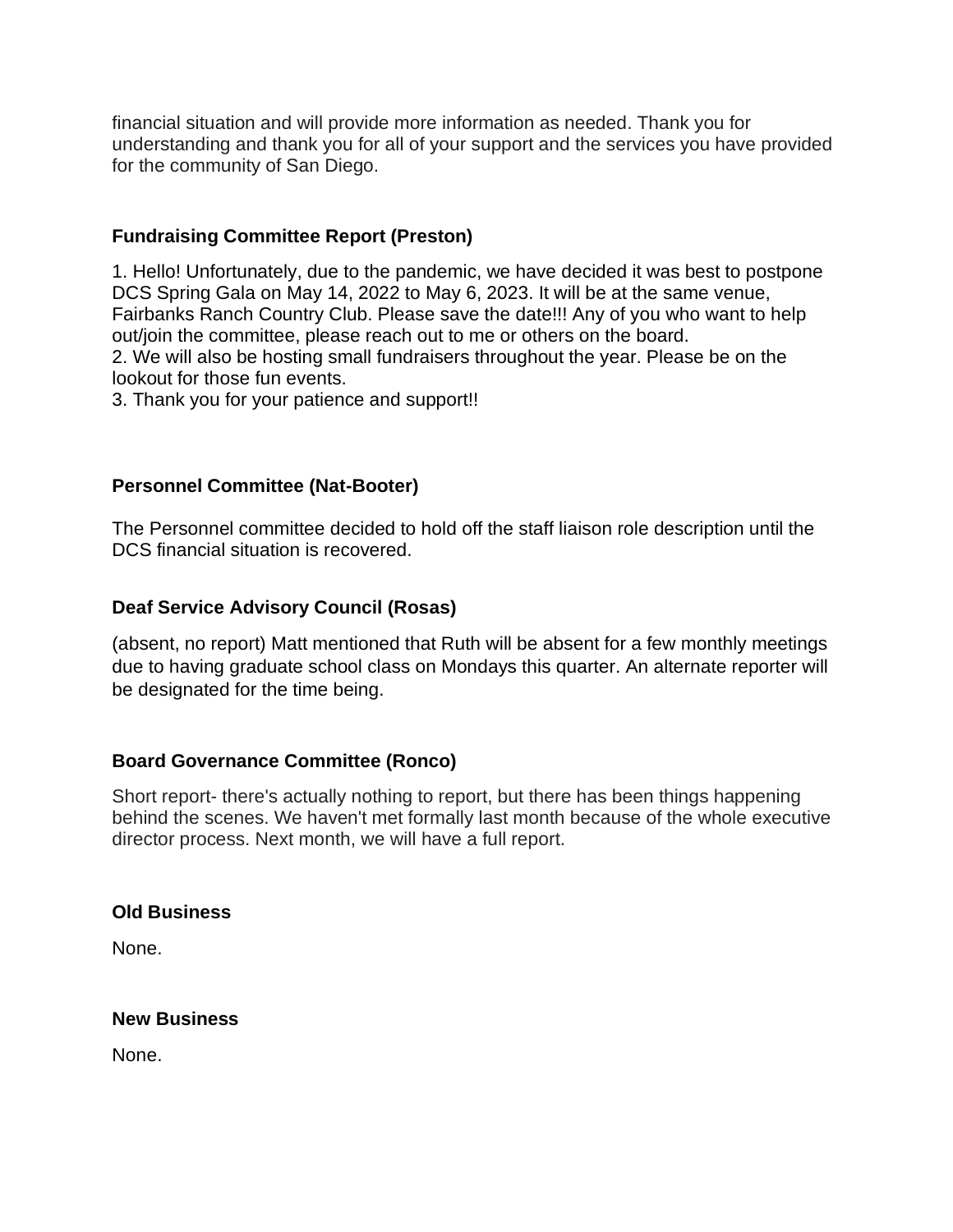financial situation and will provide more information as needed. Thank you for understanding and thank you for all of your support and the services you have provided for the community of San Diego.

**Fundraising Committee Report (Preston)**

1. Hello! Unfortunately, due to the pandemic, we have decided it was best to postpone DCS Spring Gala on May 14, 2022 to May 6, 2023. It will be at the same venue, Fairbanks Ranch Country Club. Please save the date!!! Any of you who want to help out/join the committee, please reach out to me or others on the board.
2. We will also be hosting small fundraisers throughout the year. Please be on the lookout for those fun events.
3. Thank you for your patience and support!!

**Personnel Committee (Nat-Booter)**

The Personnel committee decided to hold off the staff liaison role description until the DCS financial situation is recovered.

**Deaf Service Advisory Council (Rosas)**

(absent, no report) Matt mentioned that Ruth will be absent for a few monthly meetings due to having graduate school class on Mondays this quarter. An alternate reporter will be designated for the time being.

**Board Governance Committee (Ronco)**

Short report- there's actually nothing to report, but there has been things happening behind the scenes. We haven't met formally last month because of the whole executive director process. Next month, we will have a full report.

**Old Business**

None.

**New Business**

None.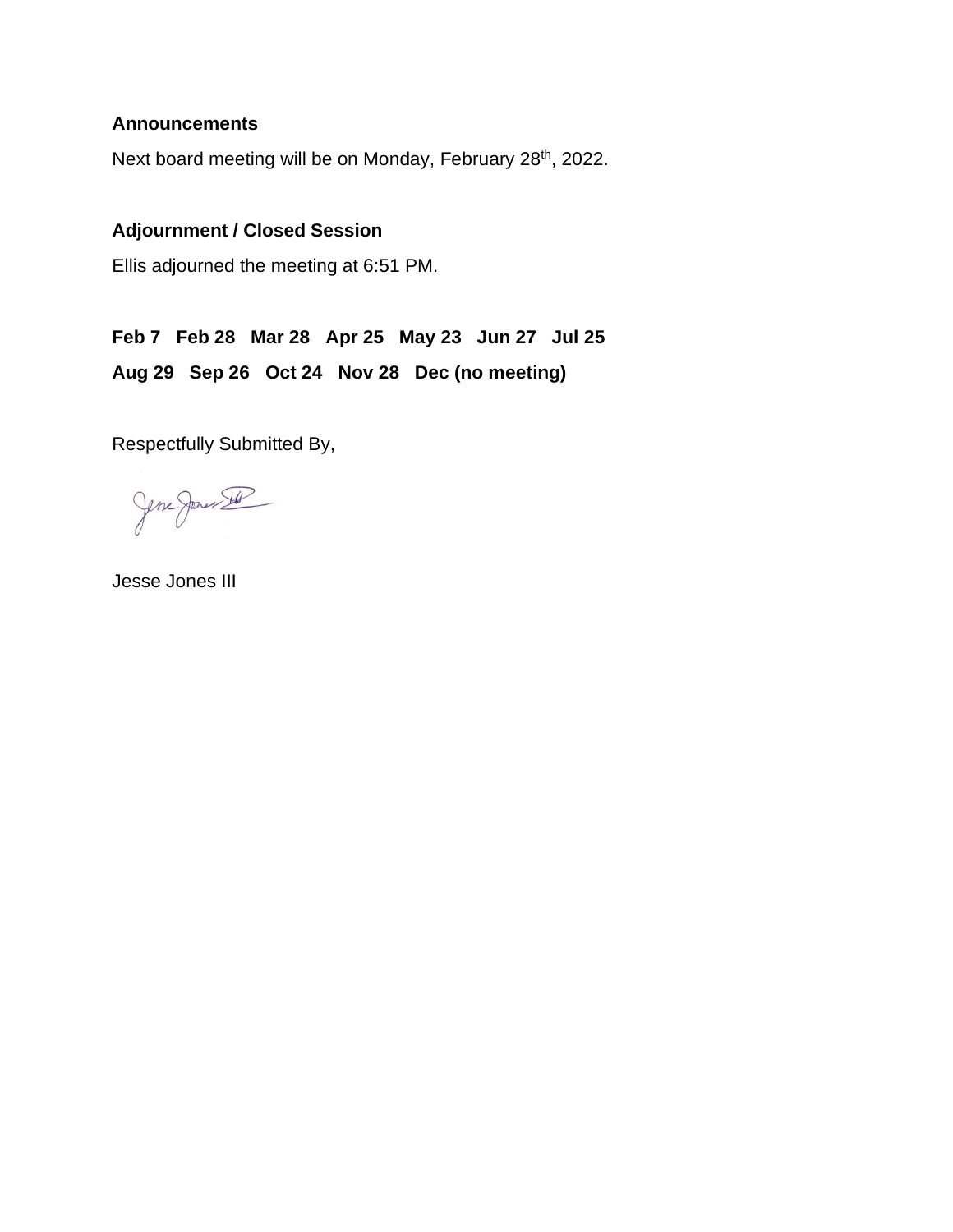**Announcements**

Next board meeting will be on Monday, February 28th, 2022.

**Adjournment / Closed Session**

Ellis adjourned the meeting at 6:51 PM.

**Feb 7 Feb 28 Mar 28 Apr 25 May 23 Jun 27 Jul 25**

**Aug 29 Sep 26 Oct 24 Nov 28 Dec (no meeting)**

Respectfully Submitted By,

Jesse Jones III